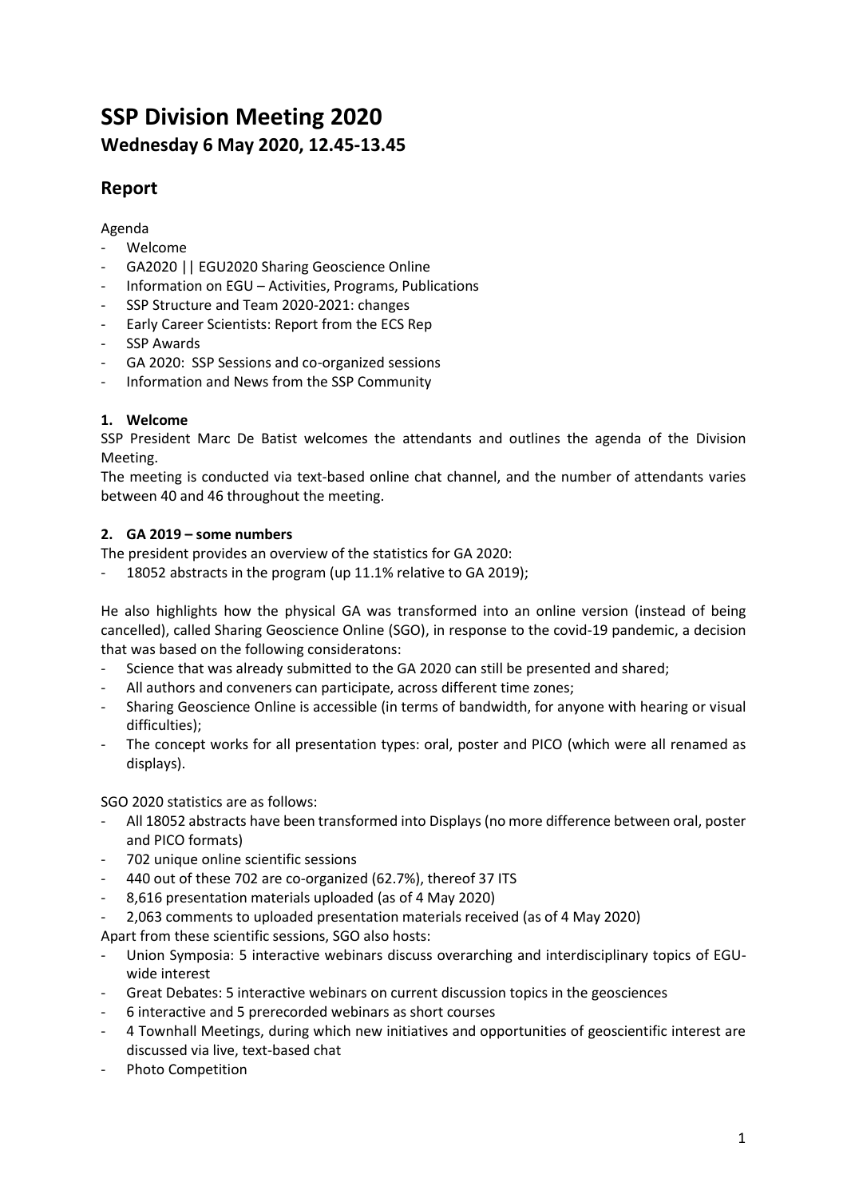# SSP Division Meeting 2020

## Wednesday 6 May 2020, 12.45-13.45

## Report

Agenda

- Welcome
- GA2020 || EGU2020 Sharing Geoscience Online
- Information on EGU – Activities, Programs, Publications
- SSP Structure and Team 2020-2021: changes
- Early Career Scientists: Report from the ECS Rep
- SSP Awards
- GA 2020: SSP Sessions and co-organized sessions
- Information and News from the SSP Community

### 1. Welcome

SSP President Marc De Batist welcomes the attendants and outlines the agenda of the Division Meeting.

The meeting is conducted via text-based online chat channel, and the number of attendants varies between 40 and 46 throughout the meeting.

### 2. GA 2019 – some numbers

The president provides an overview of the statistics for GA 2020:

- 18052 abstracts in the program (up 11.1% relative to GA 2019);

He also highlights how the physical GA was transformed into an online version (instead of being cancelled), called Sharing Geoscience Online (SGO), in response to the covid-19 pandemic, a decision that was based on the following consideratons:

- Science that was already submitted to the GA 2020 can still be presented and shared;
- All authors and conveners can participate, across different time zones;
- Sharing Geoscience Online is accessible (in terms of bandwidth, for anyone with hearing or visual difficulties);
- The concept works for all presentation types: oral, poster and PICO (which were all renamed as displays).

SGO 2020 statistics are as follows:

- All 18052 abstracts have been transformed into Displays (no more difference between oral, poster and PICO formats)
- 702 unique online scientific sessions
- 440 out of these 702 are co-organized (62.7%), thereof 37 ITS
- 8,616 presentation materials uploaded (as of 4 May 2020)
- 2,063 comments to uploaded presentation materials received (as of 4 May 2020)

Apart from these scientific sessions, SGO also hosts:

- Union Symposia: 5 interactive webinars discuss overarching and interdisciplinary topics of EGU-wide interest
- Great Debates: 5 interactive webinars on current discussion topics in the geosciences
- 6 interactive and 5 prerecorded webinars as short courses
- 4 Townhall Meetings, during which new initiatives and opportunities of geoscientific interest are discussed via live, text-based chat
- Photo Competition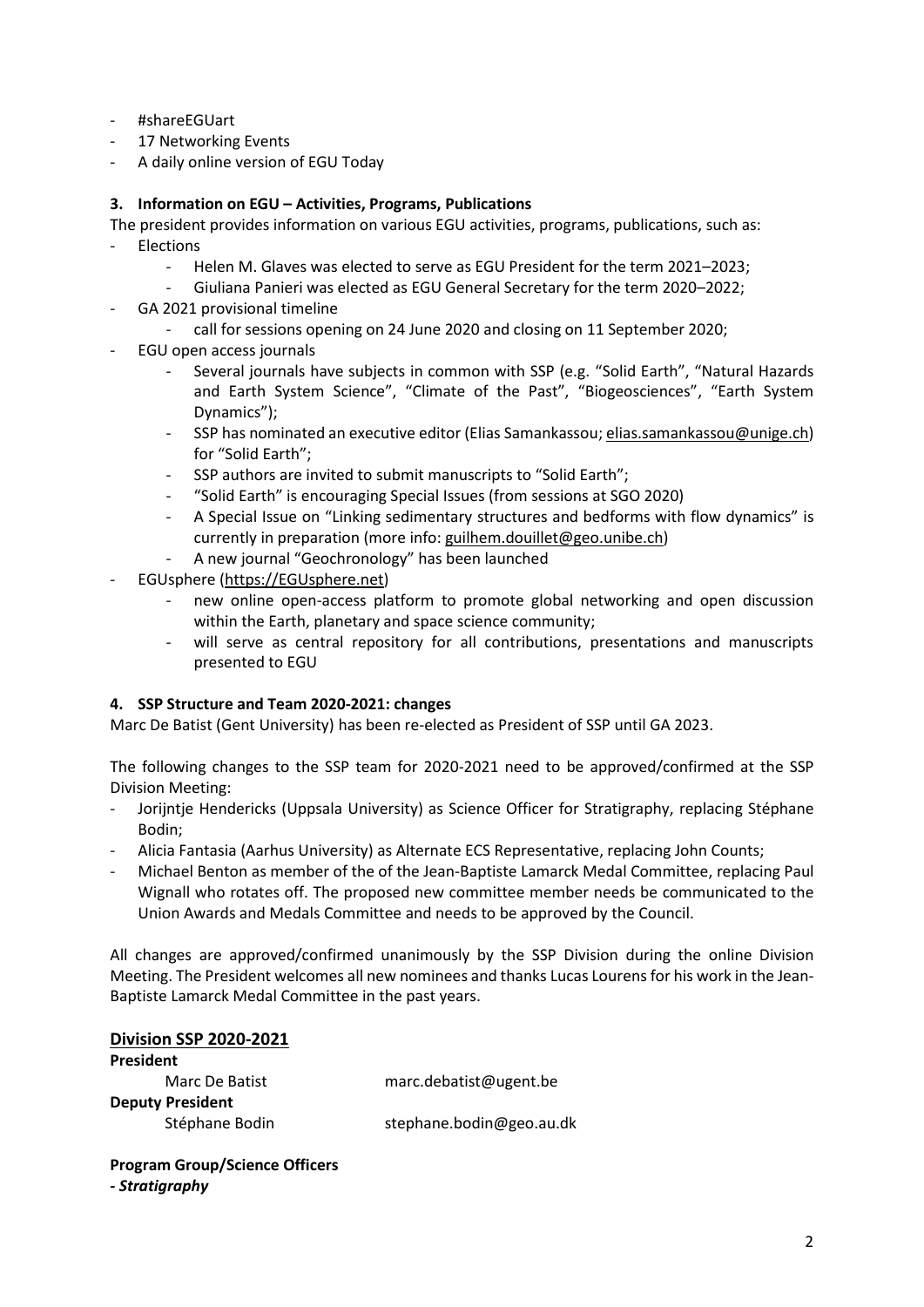- #shareEGUart
- 17 Networking Events
- A daily online version of EGU Today

**3. Information on EGU – Activities, Programs, Publications**

The president provides information on various EGU activities, programs, publications, such as:

- Elections
    - Helen M. Glaves was elected to serve as EGU President for the term 2021–2023;
    - Giuliana Panieri was elected as EGU General Secretary for the term 2020–2022;
- GA 2021 provisional timeline
    - call for sessions opening on 24 June 2020 and closing on 11 September 2020;
- EGU open access journals
    - Several journals have subjects in common with SSP (e.g. "Solid Earth", "Natural Hazards and Earth System Science", "Climate of the Past", "Biogeosciences", "Earth System Dynamics");
    - SSP has nominated an executive editor (Elias Samankassou; elias.samankassou@unige.ch) for "Solid Earth";
    - SSP authors are invited to submit manuscripts to "Solid Earth";
    - "Solid Earth" is encouraging Special Issues (from sessions at SGO 2020)
    - A Special Issue on "Linking sedimentary structures and bedforms with flow dynamics" is currently in preparation (more info: guilhem.douillet@geo.unibe.ch)
    - A new journal "Geochronology" has been launched
- EGUsphere (https://EGUsphere.net)
    - new online open-access platform to promote global networking and open discussion within the Earth, planetary and space science community;
    - will serve as central repository for all contributions, presentations and manuscripts presented to EGU

**4. SSP Structure and Team 2020-2021: changes**

Marc De Batist (Gent University) has been re-elected as President of SSP until GA 2023.

The following changes to the SSP team for 2020-2021 need to be approved/confirmed at the SSP Division Meeting:

- Jorijntje Henderickx (Uppsala University) as Science Officer for Stratigraphy, replacing Stéphane Bodin;
- Alicia Fantasia (Aarhus University) as Alternate ECS Representative, replacing John Counts;
- Michael Benton as member of the of the Jean-Baptiste Lamarck Medal Committee, replacing Paul Wignall who rotates off. The proposed new committee member needs be communicated to the Union Awards and Medals Committee and needs to be approved by the Council.

All changes are approved/confirmed unanimously by the SSP Division during the online Division Meeting. The President welcomes all new nominees and thanks Lucas Lourens for his work in the Jean-Baptiste Lamarck Medal Committee in the past years.

## Division SSP 2020-2021

**President**

Marc De Batist  marc.debatist@ugent.be

**Deputy President**

Stéphane Bodin  stephane.bodin@geo.au.dk

**Program Group/Science Officers**

***- Stratigraphy***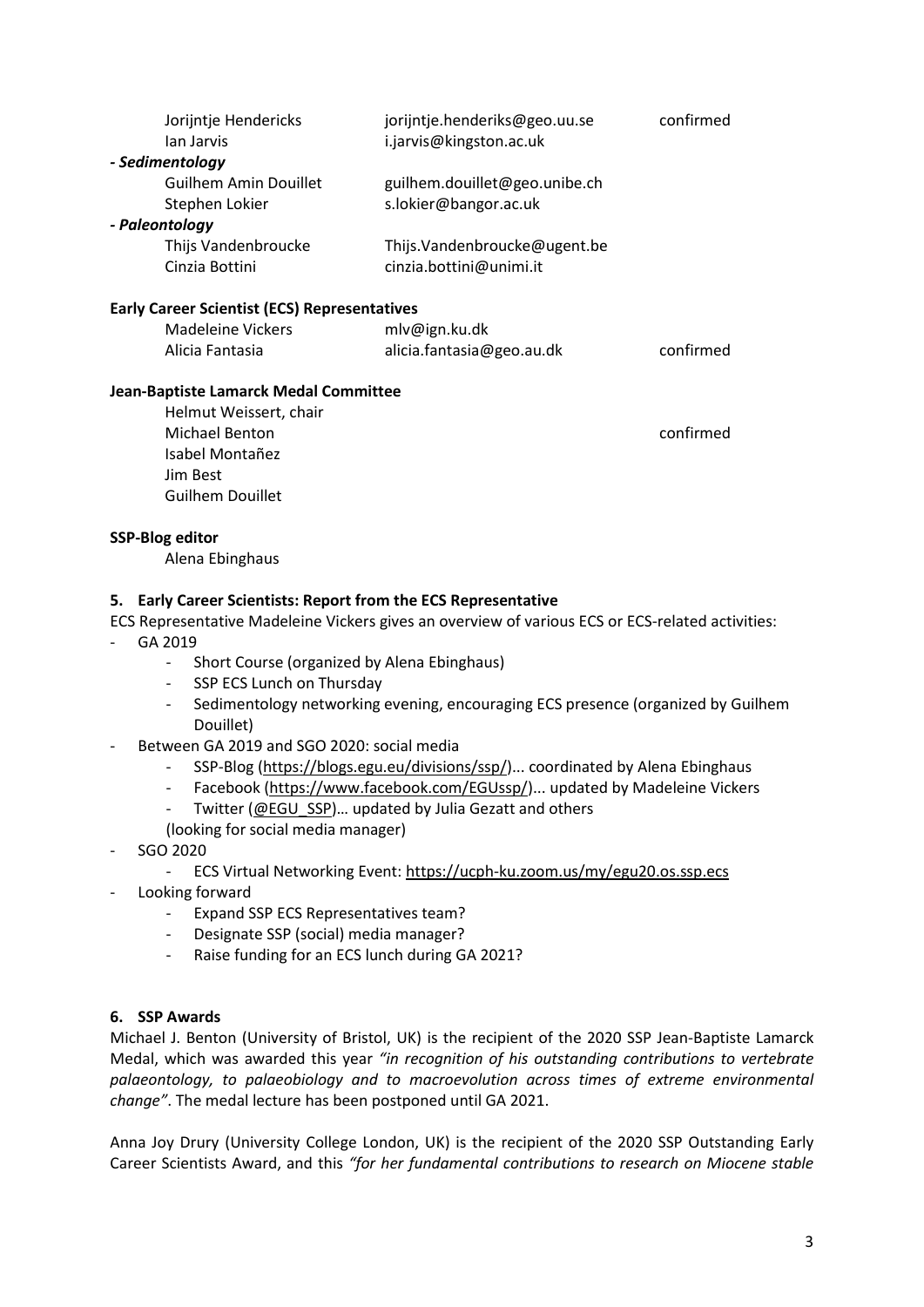| | | |
|---|---|---|
| Jorijntje Hendericks | jorijntje.henderiks@geo.uu.se | confirmed |
| Ian Jarvis | i.jarvis@kingston.ac.uk | |
| ***- Sedimentology*** | | |
| Guilhem Amin Douillet | guilhem.douillet@geo.unibe.ch | |
| Stephen Lokier | s.lokier@bangor.ac.uk | |
| ***- Paleontology*** | | |
| Thijs Vandenbroucke | Thijs.Vandenbroucke@ugent.be | |
| Cinzia Bottini | cinzia.bottini@unimi.it | |

**Early Career Scientist (ECS) Representatives**

| | | |
|---|---|---|
| Madeleine Vickers | mlv@ign.ku.dk | |
| Alicia Fantasia | alicia.fantasia@geo.au.dk | confirmed |

**Jean-Baptiste Lamarck Medal Committee**

| | |
|---|---|
| Helmut Weissert, chair | |
| Michael Benton | confirmed |
| Isabel Montañez | |
| Jim Best | |
| Guilhem Douillet | |

**SSP-Blog editor**

Alena Ebinghaus

## 5. Early Career Scientists: Report from the ECS Representative

ECS Representative Madeleine Vickers gives an overview of various ECS or ECS-related activities:

- GA 2019
  - Short Course (organized by Alena Ebinghaus)
  - SSP ECS Lunch on Thursday
  - Sedimentology networking evening, encouraging ECS presence (organized by Guilhem Douillet)
- Between GA 2019 and SGO 2020: social media
  - SSP-Blog (https://blogs.egu.eu/divisions/ssp/)... coordinated by Alena Ebinghaus
  - Facebook (https://www.facebook.com/EGUssp/)... updated by Madeleine Vickers
  - Twitter (@EGU_SSP)… updated by Julia Gezatt and others

  (looking for social media manager)
- SGO 2020
  - ECS Virtual Networking Event: https://ucph-ku.zoom.us/my/egu20.os.ssp.ecs
- Looking forward
  - Expand SSP ECS Representatives team?
  - Designate SSP (social) media manager?
  - Raise funding for an ECS lunch during GA 2021?

## 6. SSP Awards

Michael J. Benton (University of Bristol, UK) is the recipient of the 2020 SSP Jean-Baptiste Lamarck Medal, which was awarded this year *"in recognition of his outstanding contributions to vertebrate palaeontology, to palaeobiology and to macroevolution across times of extreme environmental change"*. The medal lecture has been postponed until GA 2021.

Anna Joy Drury (University College London, UK) is the recipient of the 2020 SSP Outstanding Early Career Scientists Award, and this *"for her fundamental contributions to research on Miocene stable*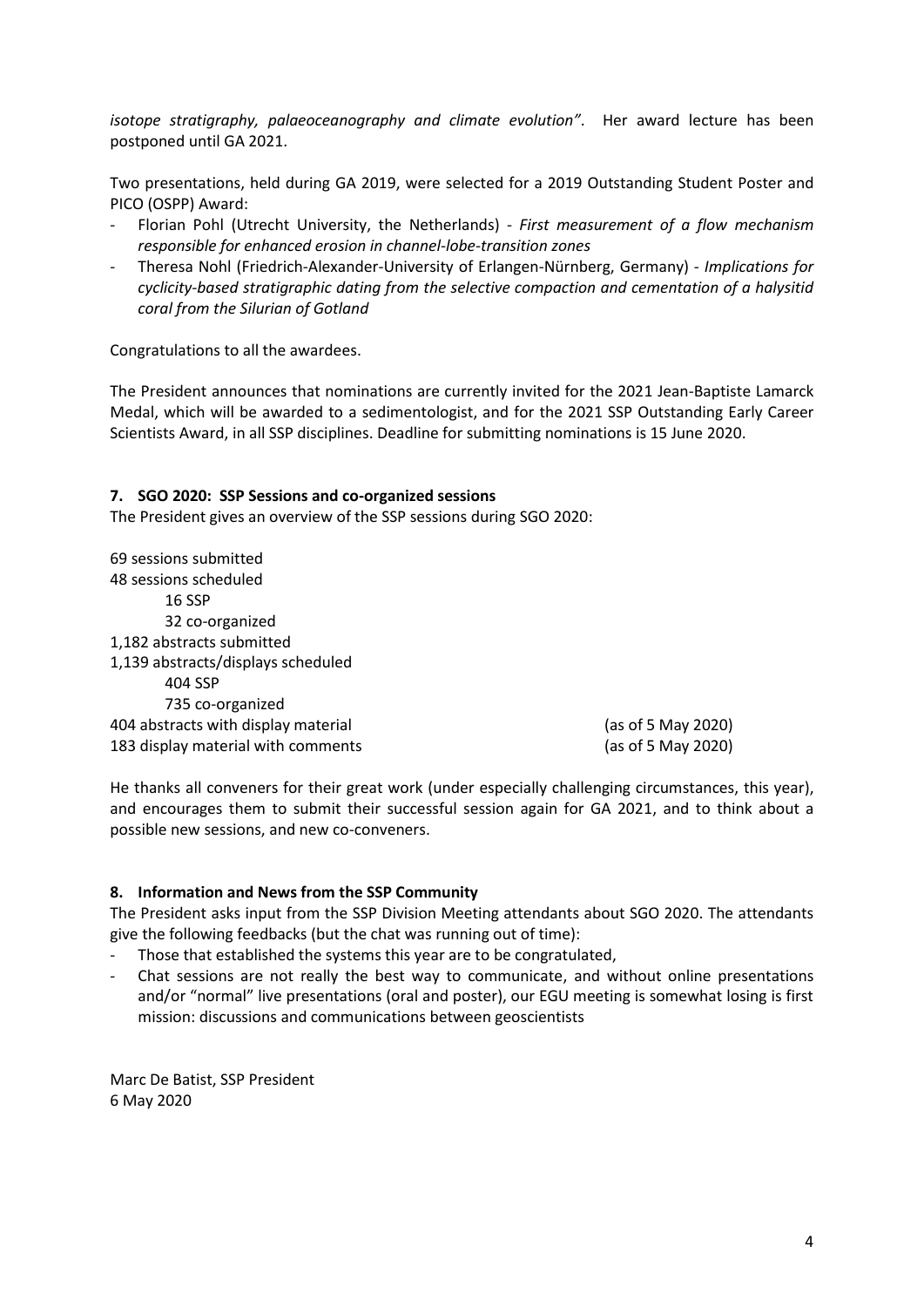*isotope stratigraphy, palaeoceanography and climate evolution"*. Her award lecture has been postponed until GA 2021.

Two presentations, held during GA 2019, were selected for a 2019 Outstanding Student Poster and PICO (OSPP) Award:

- Florian Pohl (Utrecht University, the Netherlands) - *First measurement of a flow mechanism responsible for enhanced erosion in channel-lobe-transition zones*
- Theresa Nohl (Friedrich-Alexander-University of Erlangen-Nürnberg, Germany) - *Implications for cyclicity-based stratigraphic dating from the selective compaction and cementation of a halysitid coral from the Silurian of Gotland*

Congratulations to all the awardees.

The President announces that nominations are currently invited for the 2021 Jean-Baptiste Lamarck Medal, which will be awarded to a sedimentologist, and for the 2021 SSP Outstanding Early Career Scientists Award, in all SSP disciplines. Deadline for submitting nominations is 15 June 2020.

## 7. SGO 2020: SSP Sessions and co-organized sessions

The President gives an overview of the SSP sessions during SGO 2020:

69 sessions submitted
48 sessions scheduled
 16 SSP
 32 co-organized
1,182 abstracts submitted
1,139 abstracts/displays scheduled
 404 SSP
 735 co-organized
404 abstracts with display material (as of 5 May 2020)
183 display material with comments (as of 5 May 2020)

He thanks all conveners for their great work (under especially challenging circumstances, this year), and encourages them to submit their successful session again for GA 2021, and to think about a possible new sessions, and new co-conveners.

## 8. Information and News from the SSP Community

The President asks input from the SSP Division Meeting attendants about SGO 2020. The attendants give the following feedbacks (but the chat was running out of time):

- Those that established the systems this year are to be congratulated,
- Chat sessions are not really the best way to communicate, and without online presentations and/or "normal" live presentations (oral and poster), our EGU meeting is somewhat losing is first mission: discussions and communications between geoscientists

Marc De Batist, SSP President
6 May 2020